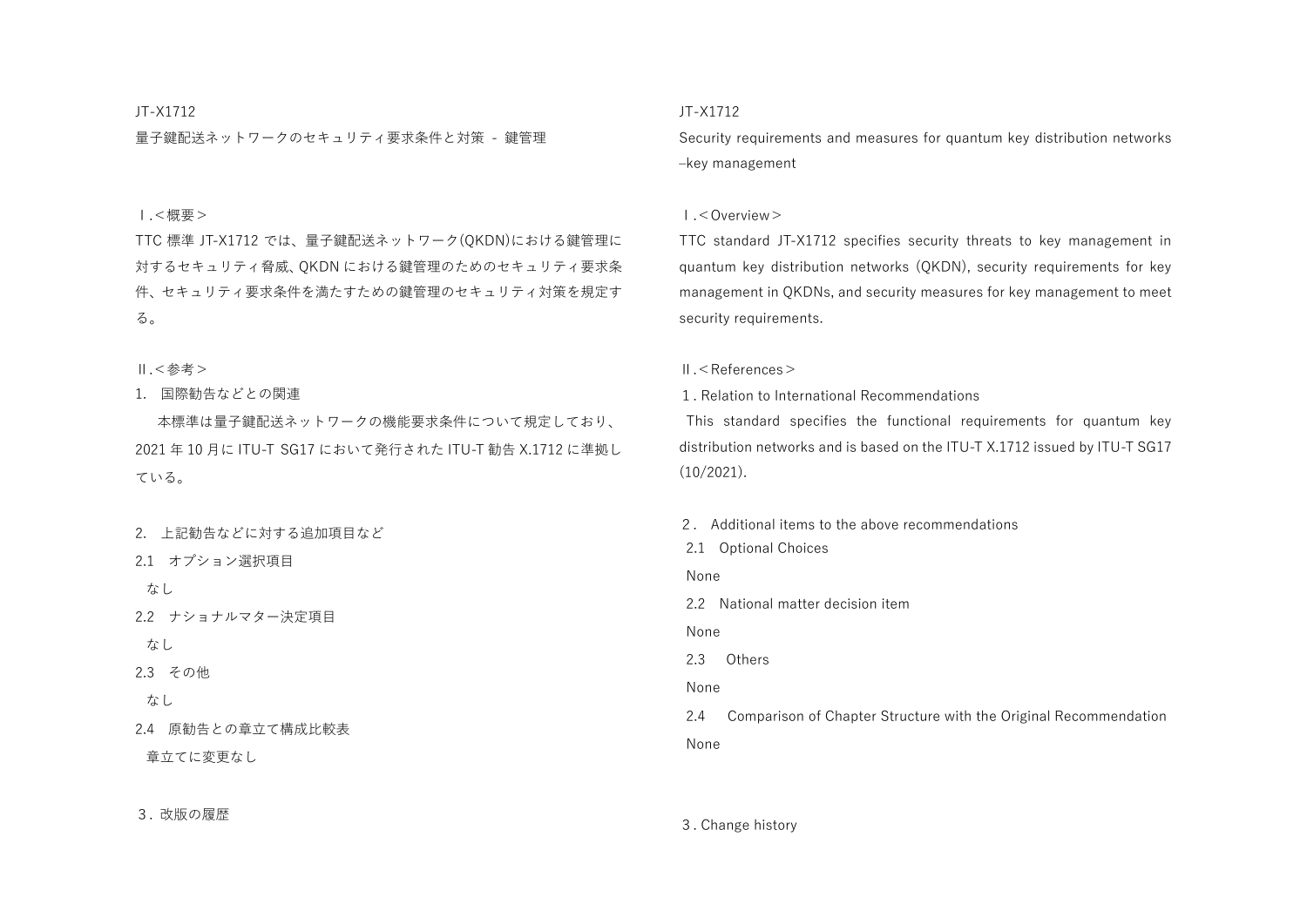JT-X1712

量子鍵配送ネットワークのセキュリティ要求条件と対策 - 鍵管理

Ⅰ.＜概要＞

TTC 標準 JT-X1712 では、量子鍵配送ネットワーク(QKDN)における鍵管理に対するセキュリティ脅威、QKDN における鍵管理のためのセキュリティ要求条件、セキュリティ要求条件を満たすための鍵管理のセキュリティ対策を規定する。

Ⅱ.＜参考＞

1. 国際勧告などとの関連

本標準は量子鍵配送ネットワークの機能要求条件について規定しており、2021 年 10 月に ITU-T SG17 において発行された ITU-T 勧告 X.1712 に準拠している。

2. 上記勧告などに対する追加項目など

2.1 オプション選択項目

なし

2.2 ナショナルマター決定項目

なし

2.3 その他

なし

2.4 原勧告との章立て構成比較表

章立てに変更なし

3. 改版の履歴

JT-X1712

Security requirements and measures for quantum key distribution networks –key management

Ⅰ.＜Overview＞

TTC standard JT-X1712 specifies security threats to key management in quantum key distribution networks (QKDN), security requirements for key management in QKDNs, and security measures for key management to meet security requirements.

Ⅱ.＜References＞

1. Relation to International Recommendations

This standard specifies the functional requirements for quantum key distribution networks and is based on the ITU-T X.1712 issued by ITU-T SG17 (10/2021).

2. Additional items to the above recommendations

2.1 Optional Choices

None

2.2 National matter decision item

None

2.3 Others

None

2.4 Comparison of Chapter Structure with the Original Recommendation

None

3. Change history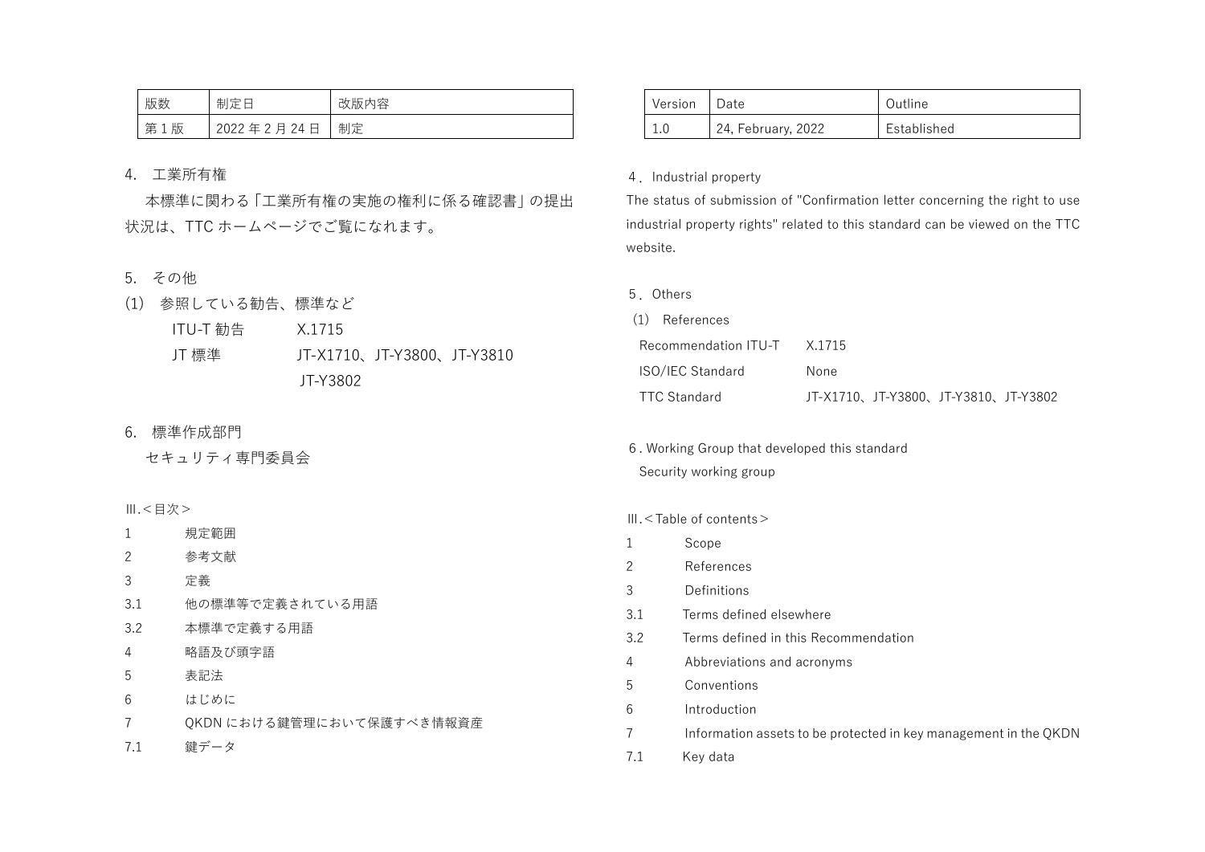| 版数 | 制定日 | 改版内容 |
| --- | --- | --- |
| 第 1 版 | 2022 年 2 月 24 日 | 制定 |

4. 工業所有権

本標準に関わる「工業所有権の実施の権利に係る確認書」の提出状況は、TTC ホームページでご覧になれます。

5. その他

(1) 参照している勧告、標準など

ITU-T 勧告　X.1715

JT 標準　JT-X1710、JT-Y3800、JT-Y3810
JT-Y3802

6. 標準作成部門

セキュリティ専門委員会

Ⅲ.＜目次＞

1 規定範囲
2 参考文献
3 定義
3.1 他の標準等で定義されている用語
3.2 本標準で定義する用語
4 略語及び頭字語
5 表記法
6 はじめに
7 QKDN における鍵管理において保護すべき情報資産
7.1 鍵データ

| Version | Date | Outline |
| --- | --- | --- |
| 1.0 | 24, February, 2022 | Established |

4．Industrial property

The status of submission of "Confirmation letter concerning the right to use industrial property rights" related to this standard can be viewed on the TTC website.

5．Others

(1) References

| | |
| --- | --- |
| Recommendation ITU-T | X.1715 |
| ISO/IEC Standard | None |
| TTC Standard | JT-X1710、JT-Y3800、JT-Y3810、JT-Y3802 |

6 . Working Group that developed this standard

Security working group

Ⅲ.＜Table of contents＞

1 Scope
2 References
3 Definitions
3.1 Terms defined elsewhere
3.2 Terms defined in this Recommendation
4 Abbreviations and acronyms
5 Conventions
6 Introduction
7 Information assets to be protected in key management in the QKDN
7.1 Key data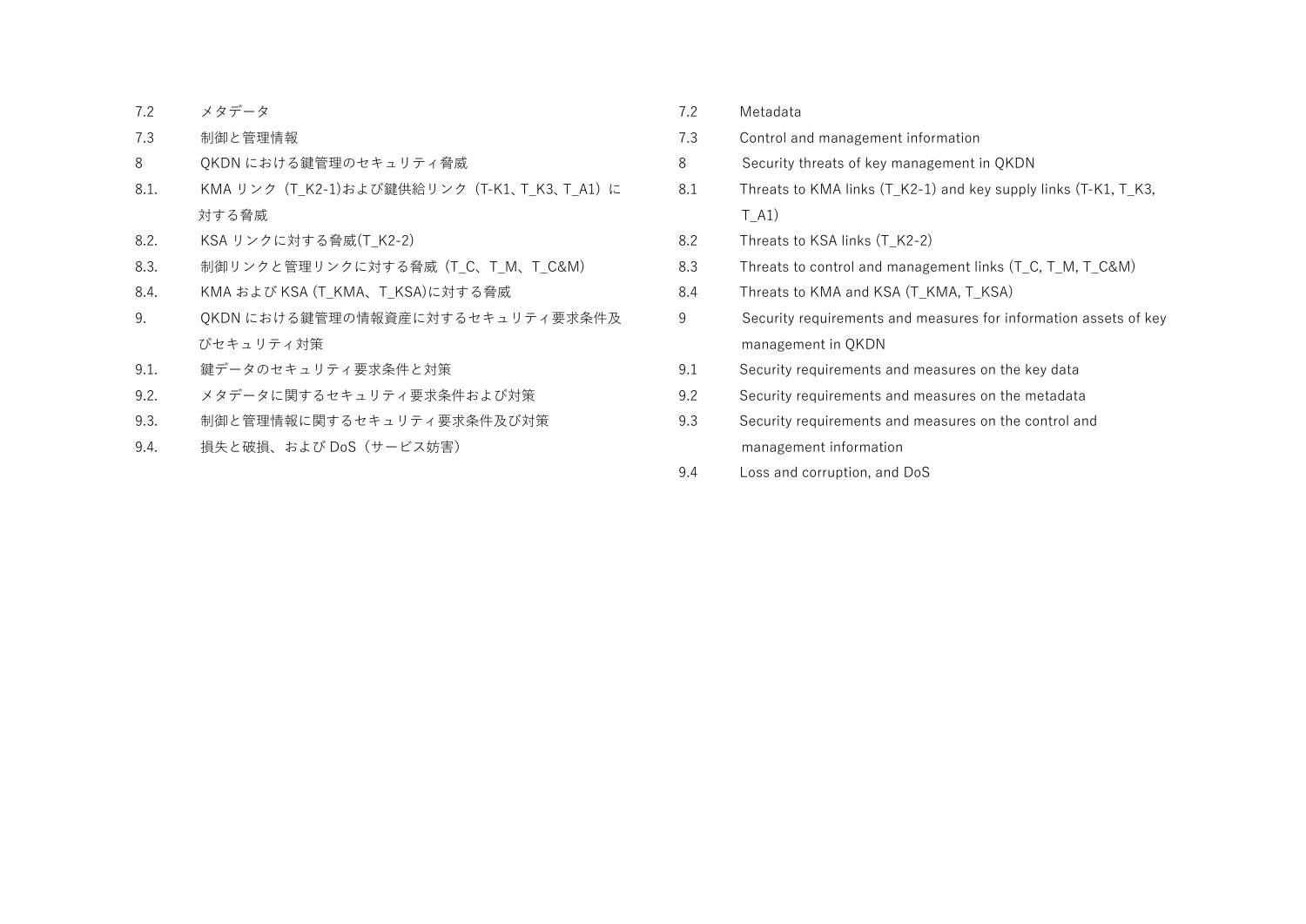| | | | |
|---|---|---|---|
| 7.2 | メタデータ | 7.2 | Metadata |
| 7.3 | 制御と管理情報 | 7.3 | Control and management information |
| 8 | QKDN における鍵管理のセキュリティ脅威 | 8 | Security threats of key management in QKDN |
| 8.1. | KMA リンク（T_K2-1)および鍵供給リンク（T-K1、T_K3、T_A1）に対する脅威 | 8.1 | Threats to KMA links (T_K2-1) and key supply links (T-K1, T_K3, T_A1) |
| 8.2. | KSA リンクに対する脅威(T_K2-2) | 8.2 | Threats to KSA links (T_K2-2) |
| 8.3. | 制御リンクと管理リンクに対する脅威（T_C、T_M、T_C&M） | 8.3 | Threats to control and management links (T_C, T_M, T_C&M) |
| 8.4. | KMA および KSA (T_KMA、T_KSA)に対する脅威 | 8.4 | Threats to KMA and KSA (T_KMA, T_KSA) |
| 9. | QKDN における鍵管理の情報資産に対するセキュリティ要求条件及びセキュリティ対策 | 9 | Security requirements and measures for information assets of key management in QKDN |
| 9.1. | 鍵データのセキュリティ要求条件と対策 | 9.1 | Security requirements and measures on the key data |
| 9.2. | メタデータに関するセキュリティ要求条件および対策 | 9.2 | Security requirements and measures on the metadata |
| 9.3. | 制御と管理情報に関するセキュリティ要求条件及び対策 | 9.3 | Security requirements and measures on the control and management information |
| 9.4. | 損失と破損、および DoS（サービス妨害） | 9.4 | Loss and corruption, and DoS |